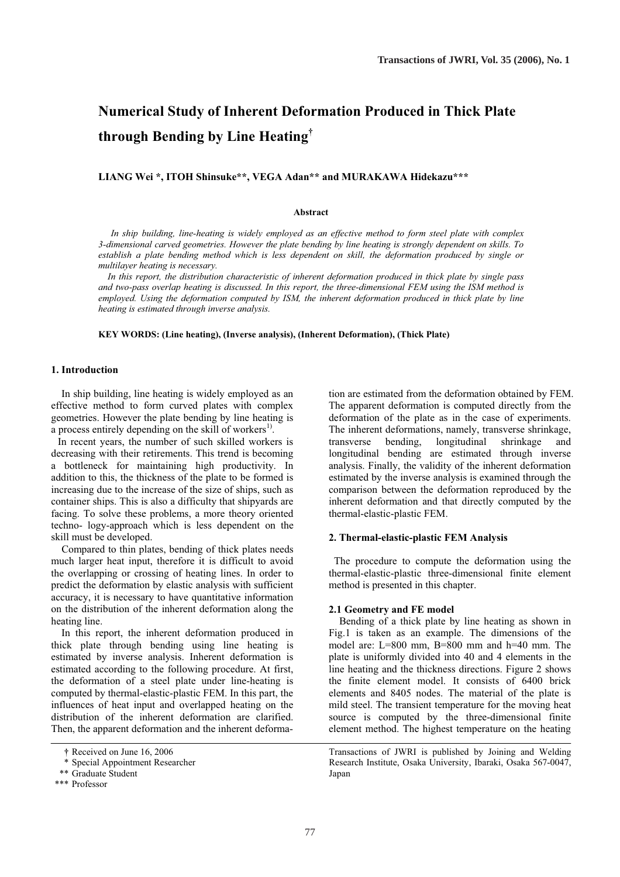# Numerical Study of Inherent Deformation Produced in Thick Plate through Bending by Line Heating†

**LIANG Wei \*, ITOH Shinsuke\*\*, VEGA Adan\*\* and MURAKAWA Hidekazu\*\*\***

### Abstract

*In ship building, line-heating is widely employed as an effective method to form steel plate with complex 3-dimensional carved geometries. However the plate bending by line heating is strongly dependent on skills. To establish a plate bending method which is less dependent on skill, the deformation produced by single or multilayer heating is necessary.*

*In this report, the distribution characteristic of inherent deformation produced in thick plate by single pass and two-pass overlap heating is discussed. In this report, the three-dimensional FEM using the ISM method is employed. Using the deformation computed by ISM, the inherent deformation produced in thick plate by line heating is estimated through inverse analysis.*

**KEY WORDS: (Line heating), (Inverse analysis), (Inherent Deformation), (Thick Plate)**

## 1. Introduction

In ship building, line heating is widely employed as an effective method to form curved plates with complex geometries. However the plate bending by line heating is a process entirely depending on the skill of workers[1].

In recent years, the number of such skilled workers is decreasing with their retirements. This trend is becoming a bottleneck for maintaining high productivity. In addition to this, the thickness of the plate to be formed is increasing due to the increase of the size of ships, such as container ships. This is also a difficulty that shipyards are facing. To solve these problems, a more theory oriented techno- logy-approach which is less dependent on the skill must be developed.

Compared to thin plates, bending of thick plates needs much larger heat input, therefore it is difficult to avoid the overlapping or crossing of heating lines. In order to predict the deformation by elastic analysis with sufficient accuracy, it is necessary to have quantitative information on the distribution of the inherent deformation along the heating line.

In this report, the inherent deformation produced in thick plate through bending using line heating is estimated by inverse analysis. Inherent deformation is estimated according to the following procedure. At first, the deformation of a steel plate under line-heating is computed by thermal-elastic-plastic FEM. In this part, the influences of heat input and overlapped heating on the distribution of the inherent deformation are clarified. Then, the apparent deformation and the inherent deformation are estimated from the deformation obtained by FEM. The apparent deformation is computed directly from the deformation of the plate as in the case of experiments. The inherent deformations, namely, transverse shrinkage, transverse bending, longitudinal shrinkage and longitudinal bending are estimated through inverse analysis. Finally, the validity of the inherent deformation estimated by the inverse analysis is examined through the comparison between the deformation reproduced by the inherent deformation and that directly computed by the thermal-elastic-plastic FEM.

## 2. Thermal-elastic-plastic FEM Analysis

The procedure to compute the deformation using the thermal-elastic-plastic three-dimensional finite element method is presented in this chapter.

### 2.1 Geometry and FE model

Bending of a thick plate by line heating as shown in Fig.1 is taken as an example. The dimensions of the model are: L=800 mm, B=800 mm and h=40 mm. The plate is uniformly divided into 40 and 4 elements in the line heating and the thickness directions. Figure 2 shows the finite element model. It consists of 6400 brick elements and 8405 nodes. The material of the plate is mild steel. The transient temperature for the moving heat source is computed by the three-dimensional finite element method. The highest temperature on the heating

---

† Received on June 16, 2006

\* Special Appointment Researcher

\*\* Graduate Student

\*\*\* Professor

Transactions of JWRI is published by Joining and Welding Research Institute, Osaka University, Ibaraki, Osaka 567-0047, Japan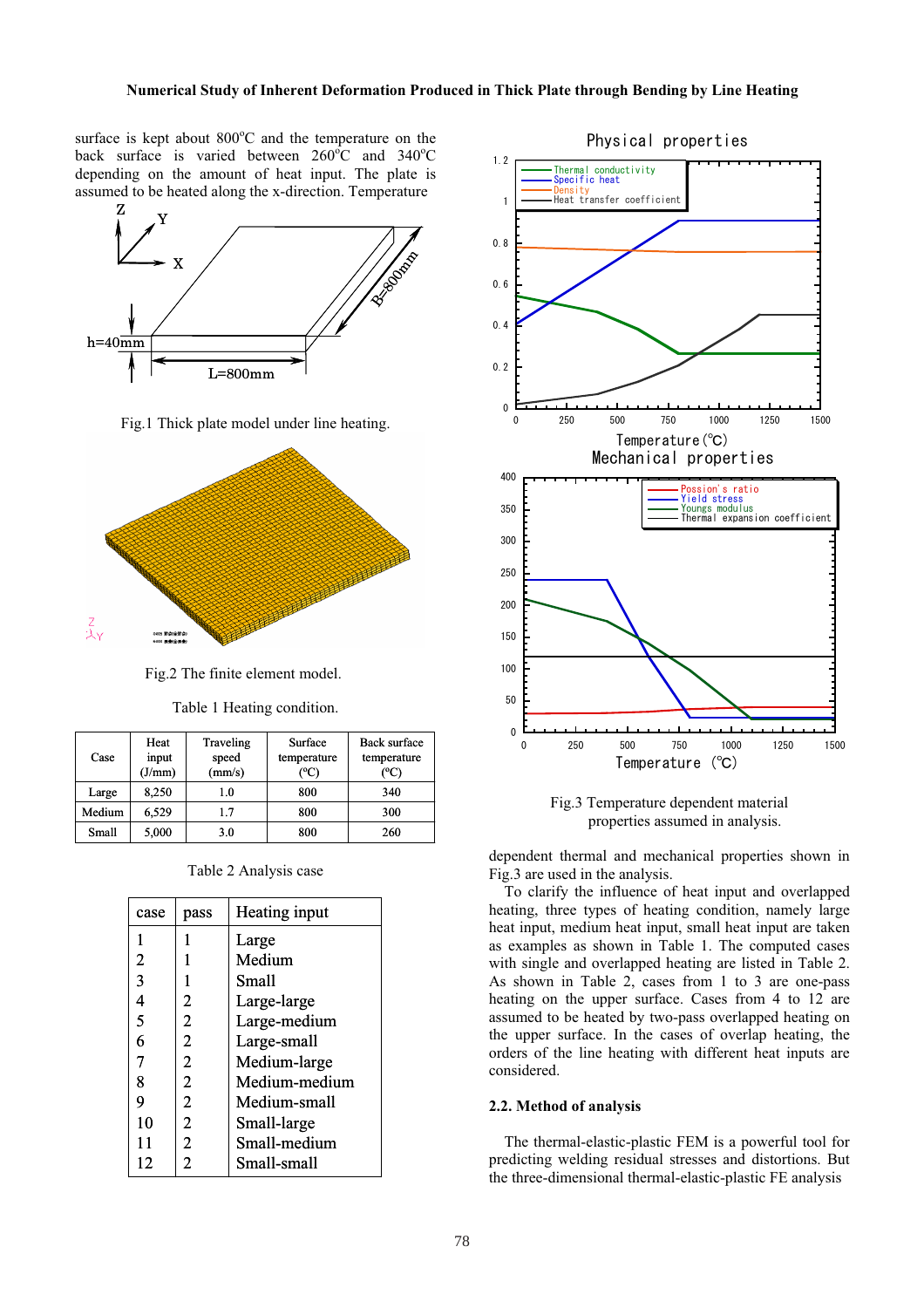surface is kept about 800°C and the temperature on the back surface is varied between 260°C and 340°C depending on the amount of heat input. The plate is assumed to be heated along the x-direction. Temperature dependent thermal and mechanical properties shown in Fig.3 are used in the analysis.

Fig.1 Thick plate model under line heating.

Fig.2 The finite element model.

Table 1 Heating condition.

| Case | Heat input (J/mm) | Traveling speed (mm/s) | Surface temperature (ºC) | Back surface temperature (ºC) |
|---|---|---|---|---|
| Large | 8,250 | 1.0 | 800 | 340 |
| Medium | 6,529 | 1.7 | 800 | 300 |
| Small | 5,000 | 3.0 | 800 | 260 |

Table 2 Analysis case

| case | pass | Heating input |
|---|---|---|
| 1 | 1 | Large |
| 2 | 1 | Medium |
| 3 | 1 | Small |
| 4 | 2 | Large-large |
| 5 | 2 | Large-medium |
| 6 | 2 | Large-small |
| 7 | 2 | Medium-large |
| 8 | 2 | Medium-medium |
| 9 | 2 | Medium-small |
| 10 | 2 | Small-large |
| 11 | 2 | Small-medium |
| 12 | 2 | Small-small |

Fig.3 Temperature dependent material properties assumed in analysis.

To clarify the influence of heat input and overlapped heating, three types of heating condition, namely large heat input, medium heat input, small heat input are taken as examples as shown in Table 1. The computed cases with single and overlapped heating are listed in Table 2. As shown in Table 2, cases from 1 to 3 are one-pass heating on the upper surface. Cases from 4 to 12 are assumed to be heated by two-pass overlapped heating on the upper surface. In the cases of overlap heating, the orders of the line heating with different heat inputs are considered.

### 2.2. Method of analysis

The thermal-elastic-plastic FEM is a powerful tool for predicting welding residual stresses and distortions. But the three-dimensional thermal-elastic-plastic FE analysis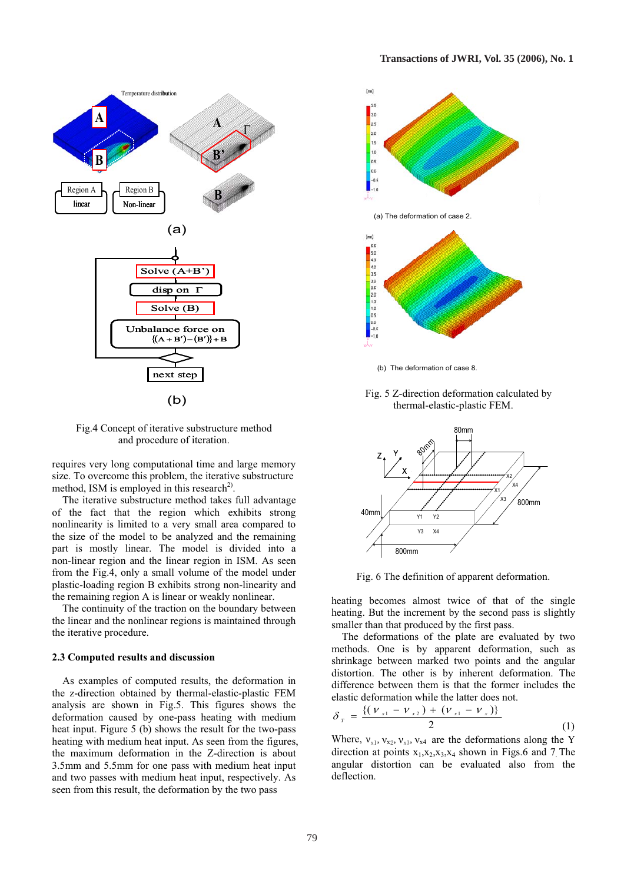Fig.4 Concept of iterative substructure method and procedure of iteration.

requires very long computational time and large memory size. To overcome this problem, the iterative substructure method, ISM is employed in this research[2].

The iterative substructure method takes full advantage of the fact that the region which exhibits strong nonlinearity is limited to a very small area compared to the size of the model to be analyzed and the remaining part is mostly linear. The model is divided into a non-linear region and the linear region in ISM. As seen from the Fig.4, only a small volume of the model under plastic-loading region B exhibits strong non-linearity and the remaining region A is linear or weakly nonlinear.

The continuity of the traction on the boundary between the linear and the nonlinear regions is maintained through the iterative procedure.

### 2.3 Computed results and discussion

As examples of computed results, the deformation in the z-direction obtained by thermal-elastic-plastic FEM analysis are shown in Fig.5. This figures shows the deformation caused by one-pass heating with medium heat input. Figure 5 (b) shows the result for the two-pass heating with medium heat input. As seen from the figures, the maximum deformation in the Z-direction is about 3.5mm and 5.5mm for one pass with medium heat input and two passes with medium heat input, respectively. As seen from this result, the deformation by the two pass heating becomes almost twice of that of the single heating. But the increment by the second pass is slightly smaller than that produced by the first pass.

(a) The deformation of case 2.

(b) The deformation of case 8.

Fig. 5 Z-direction deformation calculated by thermal-elastic-plastic FEM.

Fig. 6 The definition of apparent deformation.

The deformations of the plate are evaluated by two methods. One is by apparent deformation, such as shrinkage between marked two points and the angular distortion. The other is by inherent deformation. The difference between them is that the former includes the elastic deformation while the latter does not.

$$\delta_T = \frac{\{(v_{x1} - v_{x2}) + (v_{x1} - v_{x})\}}{2} \qquad (1)$$

Where, $v_{x1}$, $v_{x2}$, $v_{x3}$, $v_{x4}$ are the deformations along the Y direction at points $x_1$,$x_2$,$x_3$,$x_4$ shown in Figs.6 and 7. The angular distortion can be evaluated also from the deflection.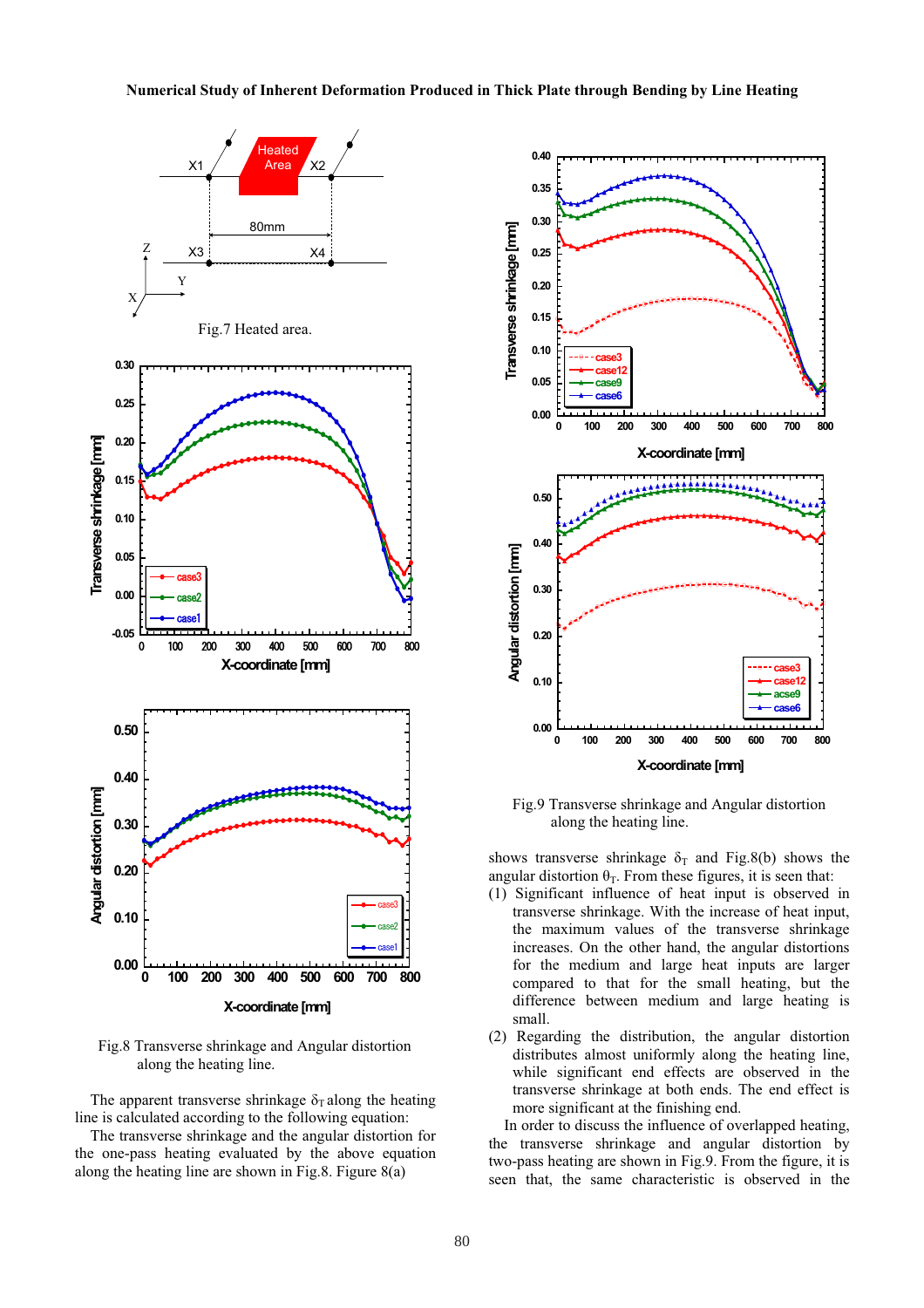Fig.7 Heated area.

Fig.8 Transverse shrinkage and Angular distortion along the heating line.

The apparent transverse shrinkage $\delta_T$ along the heating line is calculated according to the following equation:

The transverse shrinkage and the angular distortion for the one-pass heating evaluated by the above equation along the heating line are shown in Fig.8. Figure 8(a) shows transverse shrinkage $\delta_T$ and Fig.8(b) shows the angular distortion $\theta_T$. From these figures, it is seen that:

(1) Significant influence of heat input is observed in transverse shrinkage. With the increase of heat input, the maximum values of the transverse shrinkage increases. On the other hand, the angular distortions for the medium and large heat inputs are larger compared to that for the small heating, but the difference between medium and large heating is small.

(2) Regarding the distribution, the angular distortion distributes almost uniformly along the heating line, while significant end effects are observed in the transverse shrinkage at both ends. The end effect is more significant at the finishing end.

Fig.9 Transverse shrinkage and Angular distortion along the heating line.

In order to discuss the influence of overlapped heating, the transverse shrinkage and angular distortion by two-pass heating are shown in Fig.9. From the figure, it is seen that, the same characteristic is observed in the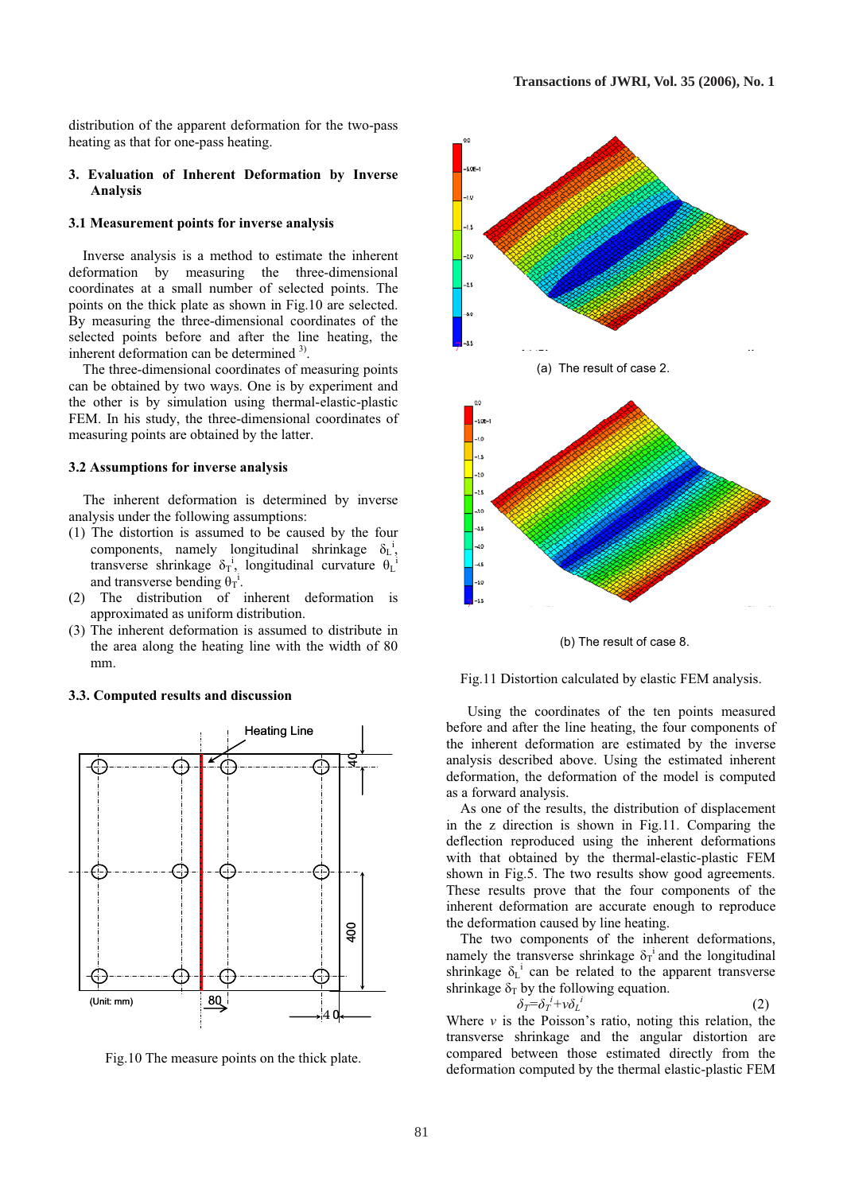distribution of the apparent deformation for the two-pass heating as that for one-pass heating.

## 3. Evaluation of Inherent Deformation by Inverse Analysis

### 3.1 Measurement points for inverse analysis

Inverse analysis is a method to estimate the inherent deformation by measuring the three-dimensional coordinates at a small number of selected points. The points on the thick plate as shown in Fig.10 are selected. By measuring the three-dimensional coordinates of the selected points before and after the line heating, the inherent deformation can be determined [3].

The three-dimensional coordinates of measuring points can be obtained by two ways. One is by experiment and the other is by simulation using thermal-elastic-plastic FEM. In his study, the three-dimensional coordinates of measuring points are obtained by the latter.

### 3.2 Assumptions for inverse analysis

The inherent deformation is determined by inverse analysis under the following assumptions:

(1) The distortion is assumed to be caused by the four components, namely longitudinal shrinkage $\delta_L^i$, transverse shrinkage $\delta_T^i$, longitudinal curvature $\theta_L^i$ and transverse bending $\theta_T^i$.

(2) The distribution of inherent deformation is approximated as uniform distribution.

(3) The inherent deformation is assumed to distribute in the area along the heating line with the width of 80 mm.

### 3.3. Computed results and discussion

Fig.10 The measure points on the thick plate.

(a) The result of case 2.

(b) The result of case 8.

Fig.11 Distortion calculated by elastic FEM analysis.

Using the coordinates of the ten points measured before and after the line heating, the four components of the inherent deformation are estimated by the inverse analysis described above. Using the estimated inherent deformation, the deformation of the model is computed as a forward analysis.

As one of the results, the distribution of displacement in the z direction is shown in Fig.11. Comparing the deflection reproduced using the inherent deformations with that obtained by the thermal-elastic-plastic FEM shown in Fig.5. The two results show good agreements. These results prove that the four components of the inherent deformation are accurate enough to reproduce the deformation caused by line heating.

The two components of the inherent deformations, namely the transverse shrinkage $\delta_T^i$ and the longitudinal shrinkage $\delta_L^i$ can be related to the apparent transverse shrinkage $\delta_T$ by the following equation.

$$\delta_T = \delta_T^i + \nu\delta_L^i \tag{2}$$

Where $\nu$ is the Poisson's ratio, noting this relation, the transverse shrinkage and the angular distortion are compared between those estimated directly from the deformation computed by the thermal elastic-plastic FEM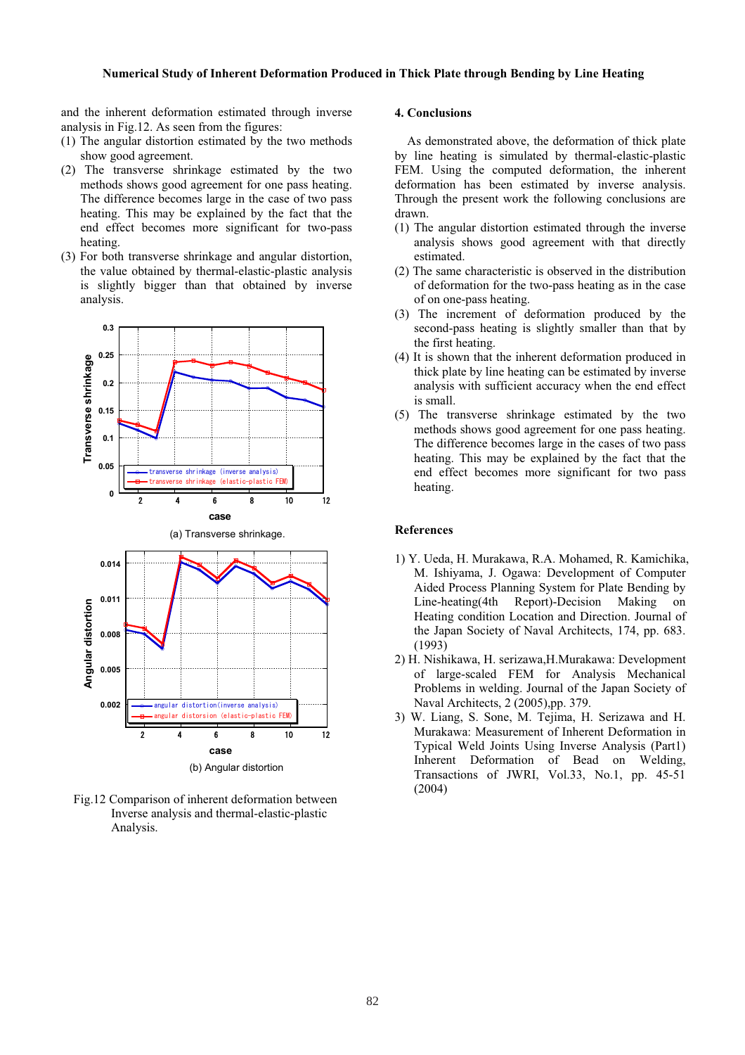and the inherent deformation estimated through inverse analysis in Fig.12. As seen from the figures:

(1) The angular distortion estimated by the two methods show good agreement.
(2) The transverse shrinkage estimated by the two methods shows good agreement for one pass heating. The difference becomes large in the case of two pass heating. This may be explained by the fact that the end effect becomes more significant for two-pass heating.
(3) For both transverse shrinkage and angular distortion, the value obtained by thermal-elastic-plastic analysis is slightly bigger than that obtained by inverse analysis.

Transverse shrinkage
0.3
0.25
0.2
0.15
0.1
0.05
0
2 4 6 8 10 12
case
transverse shrinkage (inverse analysis)
transverse shrinkage (elastic-plastic FEM)

(a) Transverse shrinkage.

Angular distortion
0.014
0.011
0.008
0.005
0.002
2 4 6 8 10 12
case
angular distortion(inverse analysis)
angular distorsion (elastic-plastic FEM)

(b) Angular distortion

Fig.12 Comparison of inherent deformation between Inverse analysis and thermal-elastic-plastic Analysis.

## 4. Conclusions

As demonstrated above, the deformation of thick plate by line heating is simulated by thermal-elastic-plastic FEM. Using the computed deformation, the inherent deformation has been estimated by inverse analysis. Through the present work the following conclusions are drawn.

(1) The angular distortion estimated through the inverse analysis shows good agreement with that directly estimated.
(2) The same characteristic is observed in the distribution of deformation for the two-pass heating as in the case of on one-pass heating.
(3) The increment of deformation produced by the second-pass heating is slightly smaller than that by the first heating.
(4) It is shown that the inherent deformation produced in thick plate by line heating can be estimated by inverse analysis with sufficient accuracy when the end effect is small.
(5) The transverse shrinkage estimated by the two methods shows good agreement for one pass heating. The difference becomes large in the cases of two pass heating. This may be explained by the fact that the end effect becomes more significant for two pass heating.

## References

1) Y. Ueda, H. Murakawa, R.A. Mohamed, R. Kamichika, M. Ishiyama, J. Ogawa: Development of Computer Aided Process Planning System for Plate Bending by Line-heating(4th Report)-Decision Making on Heating condition Location and Direction. Journal of the Japan Society of Naval Architects, 174, pp. 683. (1993)
2) H. Nishikawa, H. serizawa,H.Murakawa: Development of large-scaled FEM for Analysis Mechanical Problems in welding. Journal of the Japan Society of Naval Architects, 2 (2005),pp. 379.
3) W. Liang, S. Sone, M. Tejima, H. Serizawa and H. Murakawa: Measurement of Inherent Deformation in Typical Weld Joints Using Inverse Analysis (Part1) Inherent Deformation of Bead on Welding, Transactions of JWRI, Vol.33, No.1, pp. 45-51 (2004)